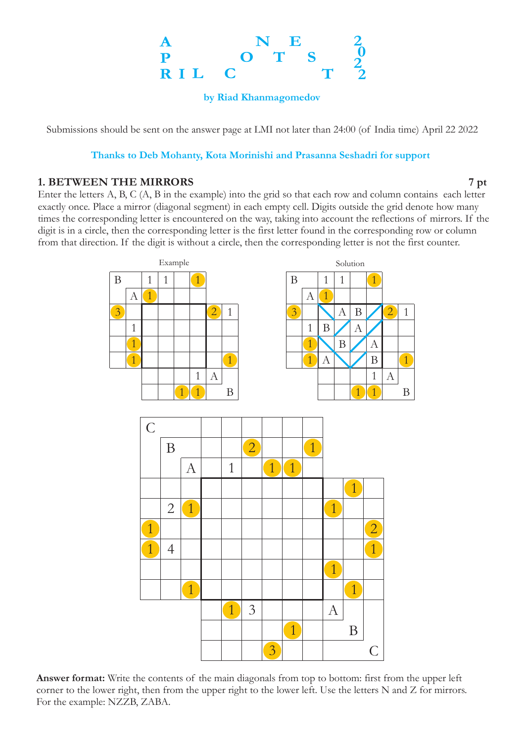# APRIL CONTEST 2022

**by Riad Khanmagomedov**

Submissions should be sent on the answer page at LMI not later than 24:00 (of India time) April 22 2022

**Thanks to Deb Mohanty, Kota Morinishi and Prasanna Seshadri for support**

## 1. BETWEEN THE MIRRORS — 7 pt

Enter the letters A, B, C (A, B in the example) into the grid so that each row and column contains each letter exactly once. Place a mirror (diagonal segment) in each empty cell. Digits outside the grid denote how many times the corresponding letter is encountered on the way, taking into account the reflections of mirrors. If the digit is in a circle, then the corresponding letter is the first letter found in the corresponding row or column from that direction. If the digit is without a circle, then the corresponding letter is not the first counter.

Example / Solution

**Answer format:** Write the contents of the main diagonals from top to bottom: first from the upper left corner to the lower right, then from the upper right to the lower left. Use the letters N and Z for mirrors. For the example: NZZB, ZABA.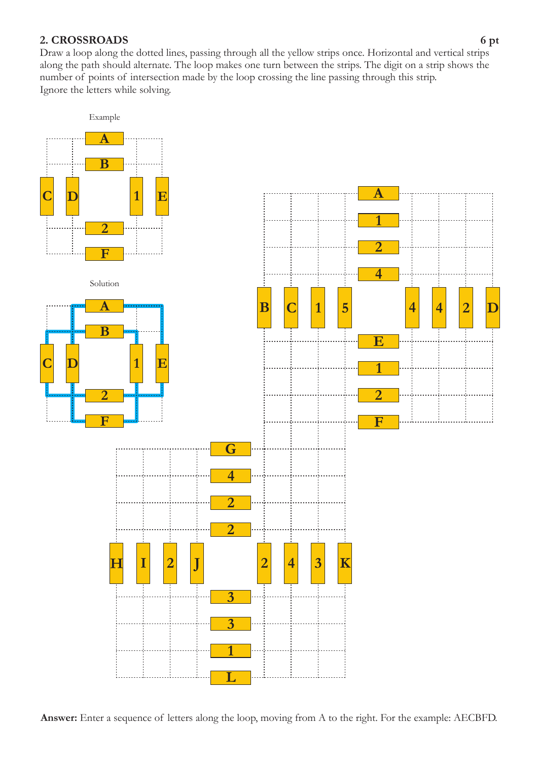## 2. CROSSROADS

**6 pt**

Draw a loop along the dotted lines, passing through all the yellow strips once. Horizontal and vertical strips along the path should alternate. The loop makes one turn between the strips. The digit on a strip shows the number of points of intersection made by the loop crossing the line passing through this strip.

Ignore the letters while solving.

Example

Solution

**Answer:** Enter a sequence of letters along the loop, moving from A to the right. For the example: AECBFD.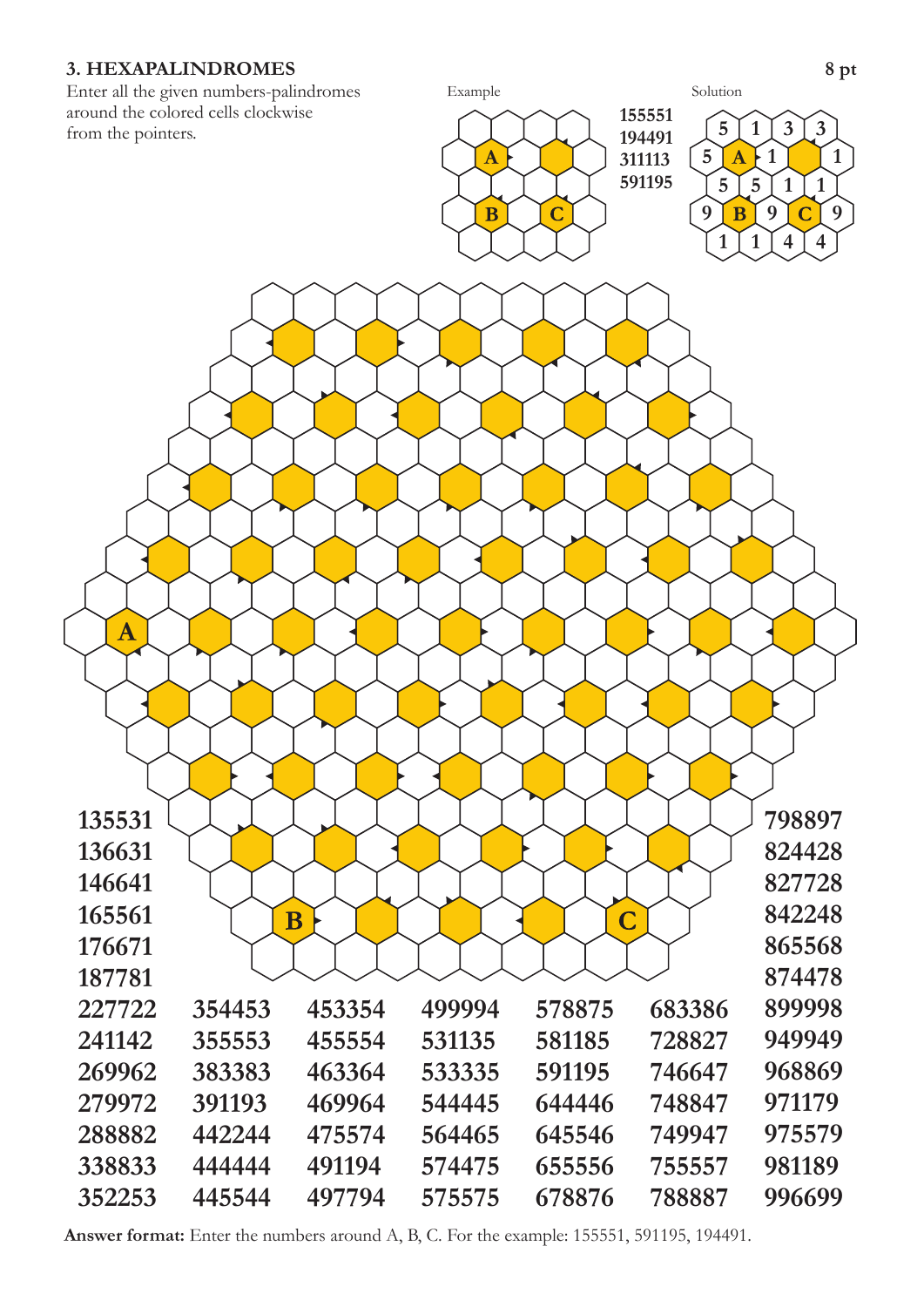### 3. HEXAPALINDROMES

**8 pt**

Enter all the given numbers-palindromes around the colored cells clockwise from the pointers.

Example: 155551, 194491, 311113, 591195

Solution

135531
136631
146641
165561
176671
187781
227722
241142
269962
279972
288882
338833
352253
354453
355553
383383
391193
442244
444444
445544
453354
455554
463364
469964
475574
491194
497794
499994
531135
533335
544445
564465
574475
575575
578875
581185
591195
644446
645546
655556
678876
683386
728827
746647
748847
749947
755557
788887
798897
824428
827728
842248
865568
874478
899998
949949
968869
971179
975579
981189
996699

**Answer format:** Enter the numbers around A, B, C. For the example: 155551, 591195, 194491.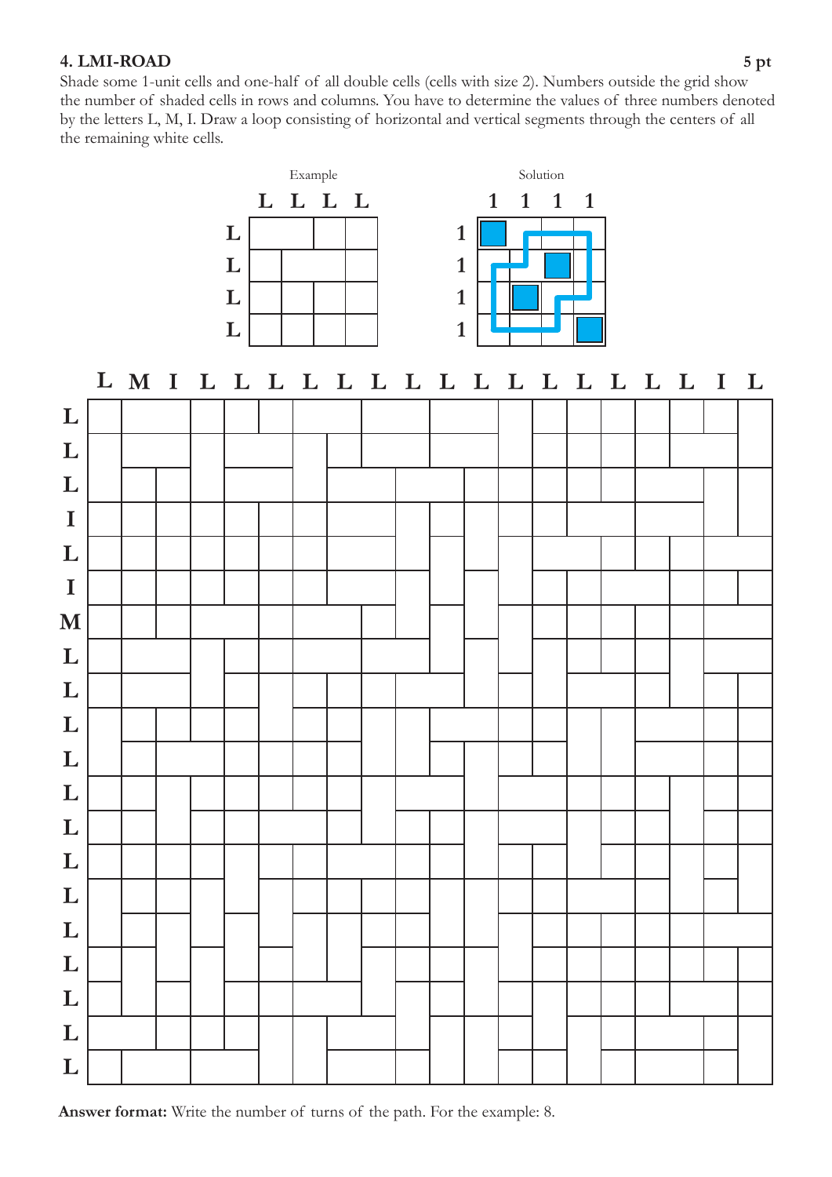## 4. LMI-ROAD

**5 pt**

Shade some 1-unit cells and one-half of all double cells (cells with size 2). Numbers outside the grid show the number of shaded cells in rows and columns. You have to determine the values of three numbers denoted by the letters L, M, I. Draw a loop consisting of horizontal and vertical segments through the centers of all the remaining white cells.

Example

Column clues: L L L L

Row clues: L, L, L, L

Solution

Column clues: 1 1 1 1

Row clues: 1, 1, 1, 1

Column clues (20 columns): L M I L L L L L L L L L L L L L L L I L

Row clues (20 rows, top to bottom): L, L, L, I, L, I, M, L, L, L, L, L, L, L, L, L, L, L, L, L

**Answer format:** Write the number of turns of the path. For the example: 8.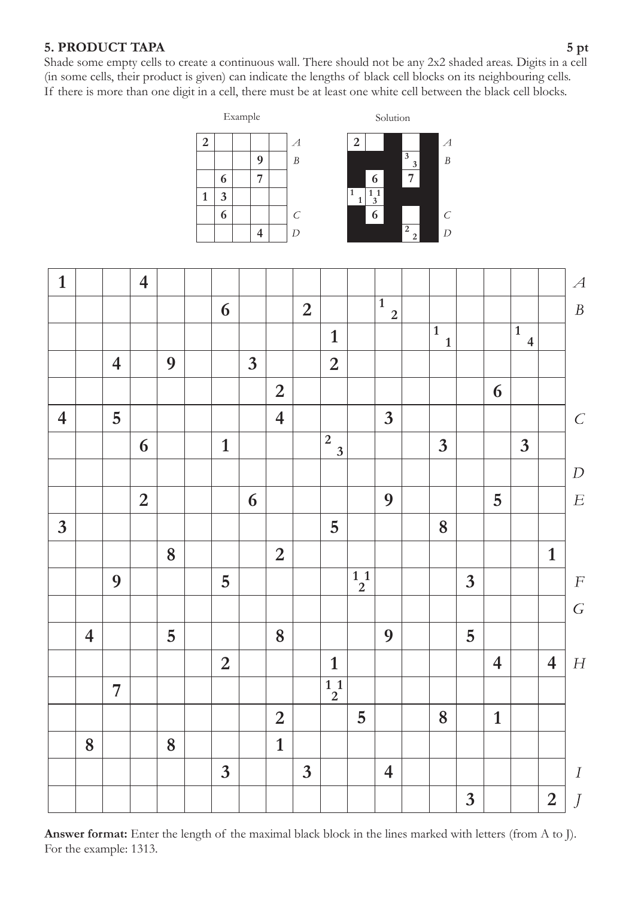### 5. PRODUCT TAPA

**5 pt**

Shade some empty cells to create a continuous wall. There should not be any 2x2 shaded areas. Digits in a cell (in some cells, their product is given) can indicate the lengths of black cell blocks on its neighbouring cells. If there is more than one digit in a cell, there must be at least one white cell between the black cell blocks.

Example

| 2 | | | | | *A* |
|---|---|---|---|---|---|
| | | | 9 | | *B* |
| | 6 | | 7 | | |
| 1 | 3 | | | | |
| | 6 | | | | *C* |
| | | | 4 | | *D* |

Solution

| 2 | | | | | *A* |
|---|---|---|---|---|---|
| | | | 3 3 | | *B* |
| | 6 | | 7 | | |
| 1 1 | 1 1 3 | | | | |
| | 6 | | | | *C* |
| | | | 2 2 | | *D* |

| 1 | | | 4 | | | | | | | | | | | | | | | | *A* |
|---|---|---|---|---|---|---|---|---|---|---|---|---|---|---|---|---|---|---|---|
| | | | | | | 6 | | | 2 | | | 1 2 | | | | | | | *B* |
| | | | | | | | | | | 1 | | | | 1 1 | | | 1 4 | | |
| | | 4 | | 9 | | | 3 | | | 2 | | | | | | | | | |
| | | | | | | | | 2 | | | | | | | | 6 | | | |
| 4 | | 5 | | | | | | 4 | | | | 3 | | | | | | | *C* |
| | | | 6 | | | 1 | | | | 2 3 | | | | 3 | | | 3 | | |
| | | | | | | | | | | | | | | | | | | | *D* |
| | | | 2 | | | | 6 | | | | | 9 | | | | 5 | | | *E* |
| 3 | | | | | | | | | | 5 | | | | 8 | | | | | |
| | | | | 8 | | | | 2 | | | | | | | | | | 1 | |
| | | 9 | | | | 5 | | | | | 1 1 2 | | | | 3 | | | | *F* |
| | | | | | | | | | | | | | | | | | | | *G* |
| | 4 | | | 5 | | | | 8 | | | | 9 | | | 5 | | | | |
| | | | | | | 2 | | | | 1 | | | | | | 4 | | 4 | *H* |
| | | 7 | | | | | | | | 1 1 2 | | | | | | | | | |
| | | | | | | | | 2 | | | 5 | | | 8 | | 1 | | | |
| | 8 | | | 8 | | | | 1 | | | | | | | | | | | |
| | | | | | | 3 | | | 3 | | | 4 | | | | | | | *I* |
| | | | | | | | | | | | | | | | 3 | | | 2 | *J* |

**Answer format:** Enter the length of the maximal black block in the lines marked with letters (from A to J). For the example: 1313.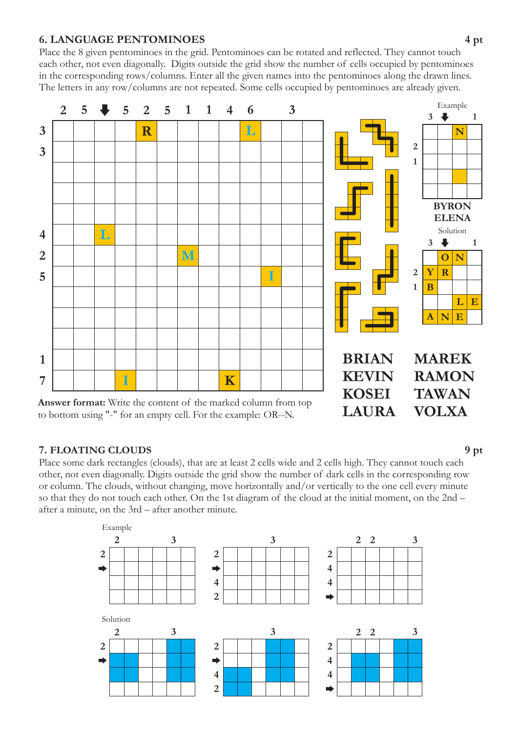## 6. LANGUAGE PENTOMINOES

**4 pt**

Place the 8 given pentominoes in the grid. Pentominoes can be rotated and reflected. They cannot touch each other, not even diagonally. Digits outside the grid show the number of cells occupied by pentominoes in the corresponding rows/columns. Enter all the given names into the pentominoes along the drawn lines. The letters in any row/columns are not repeated. Some cells occupied by pentominoes are already given.

| | 2 | 5 | ⬇ | 5 | 2 | 5 | 1 | 1 | 4 | 6 | | 3 | |
|---|---|---|---|---|---|---|---|---|---|---|---|---|---|
| 3 | | | | | R | | | | | L | | | |
| 3 | | | | | | | | | | | | | |
| | | | | | | | | | | | | | |
| | | | | | | | | | | | | | |
| | | | | | | | | | | | | | |
| 4 | | | L | | | | | | | | | | |
| 2 | | | | | | | M | | | | | | |
| 5 | | | | | | | | | | | I | | |
| | | | | | | | | | | | | | |
| | | | | | | | | | | | | | |
| | | | | | | | | | | | | | |
| 1 | | | | | | | | | | | | | |
| 7 | | | | I | | | | | K | | | | |

**Answer format:** Write the content of the marked column from top to bottom using "-" for an empty cell. For the example: OR--N.

BRIAN, KEVIN, KOSEI, LAURA, MAREK, RAMON, TAWAN, VOLXA

Example

| | 3 | ⬇ | | 1 |
|---|---|---|---|---|
| | | | N | |
| 2 | | | | |
| 1 | | | | |
| | | | | |
| | | | | |

BYRON
ELENA

Solution

| | 3 | ⬇ | | 1 |
|---|---|---|---|---|
| | | O | N | |
| 2 | Y | R | | |
| 1 | B | | | |
| | | | L | E |
| | A | N | E | |

## 7. FLOATING CLOUDS

**9 pt**

Place some dark rectangles (clouds), that are at least 2 cells wide and 2 cells high. They cannot touch each other, not even diagonally. Digits outside the grid show the number of dark cells in the corresponding row or column. The clouds, without changing, move horizontally and/or vertically to the one cell every minute so that they do not touch each other. On the 1st diagram of the cloud at the initial moment, on the 2nd – after a minute, on the 3rd – after another minute.

Example

Solution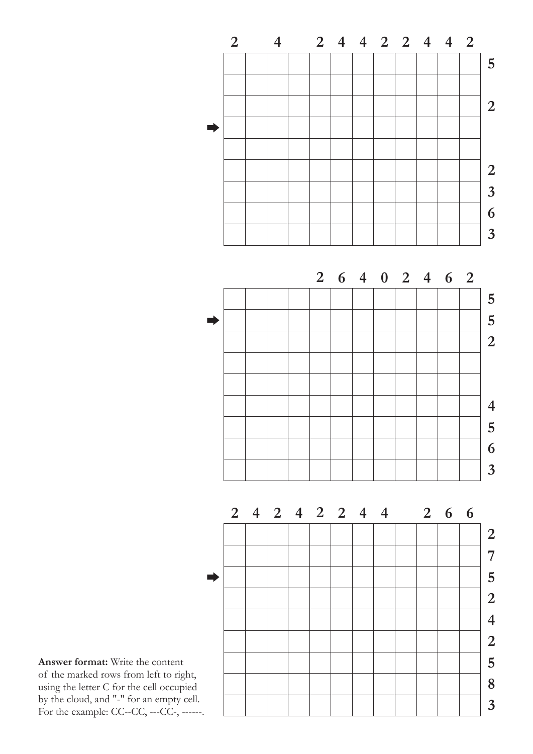| | 2 | | 4 | | 2 | 4 | 4 | 2 | 2 | 4 | 4 | 2 | |
|---|---|---|---|---|---|---|---|---|---|---|---|---|---|
| | | | | | | | | | | | | | 5 |
| | | | | | | | | | | | | | |
| | | | | | | | | | | | | | 2 |
| ➡ | | | | | | | | | | | | | |
| | | | | | | | | | | | | | |
| | | | | | | | | | | | | | 2 |
| | | | | | | | | | | | | | 3 |
| | | | | | | | | | | | | | 6 |
| | | | | | | | | | | | | | 3 |

| | | | | | 2 | 6 | 4 | 0 | 2 | 4 | 6 | 2 | |
|---|---|---|---|---|---|---|---|---|---|---|---|---|---|
| | | | | | | | | | | | | | 5 |
| ➡ | | | | | | | | | | | | | 5 |
| | | | | | | | | | | | | | 2 |
| | | | | | | | | | | | | | |
| | | | | | | | | | | | | | |
| | | | | | | | | | | | | | 4 |
| | | | | | | | | | | | | | 5 |
| | | | | | | | | | | | | | 6 |
| | | | | | | | | | | | | | 3 |

| | 2 | 4 | 2 | 4 | 2 | 2 | 4 | 4 | | 2 | 6 | 6 | |
|---|---|---|---|---|---|---|---|---|---|---|---|---|---|
| | | | | | | | | | | | | | 2 |
| | | | | | | | | | | | | | 7 |
| ➡ | | | | | | | | | | | | | 5 |
| | | | | | | | | | | | | | 2 |
| | | | | | | | | | | | | | 4 |
| | | | | | | | | | | | | | 2 |
| | | | | | | | | | | | | | 5 |
| | | | | | | | | | | | | | 8 |
| | | | | | | | | | | | | | 3 |

**Answer format:** Write the content of the marked rows from left to right, using the letter C for the cell occupied by the cloud, and "-" for an empty cell. For the example: CC--CC, ---CC-, ------.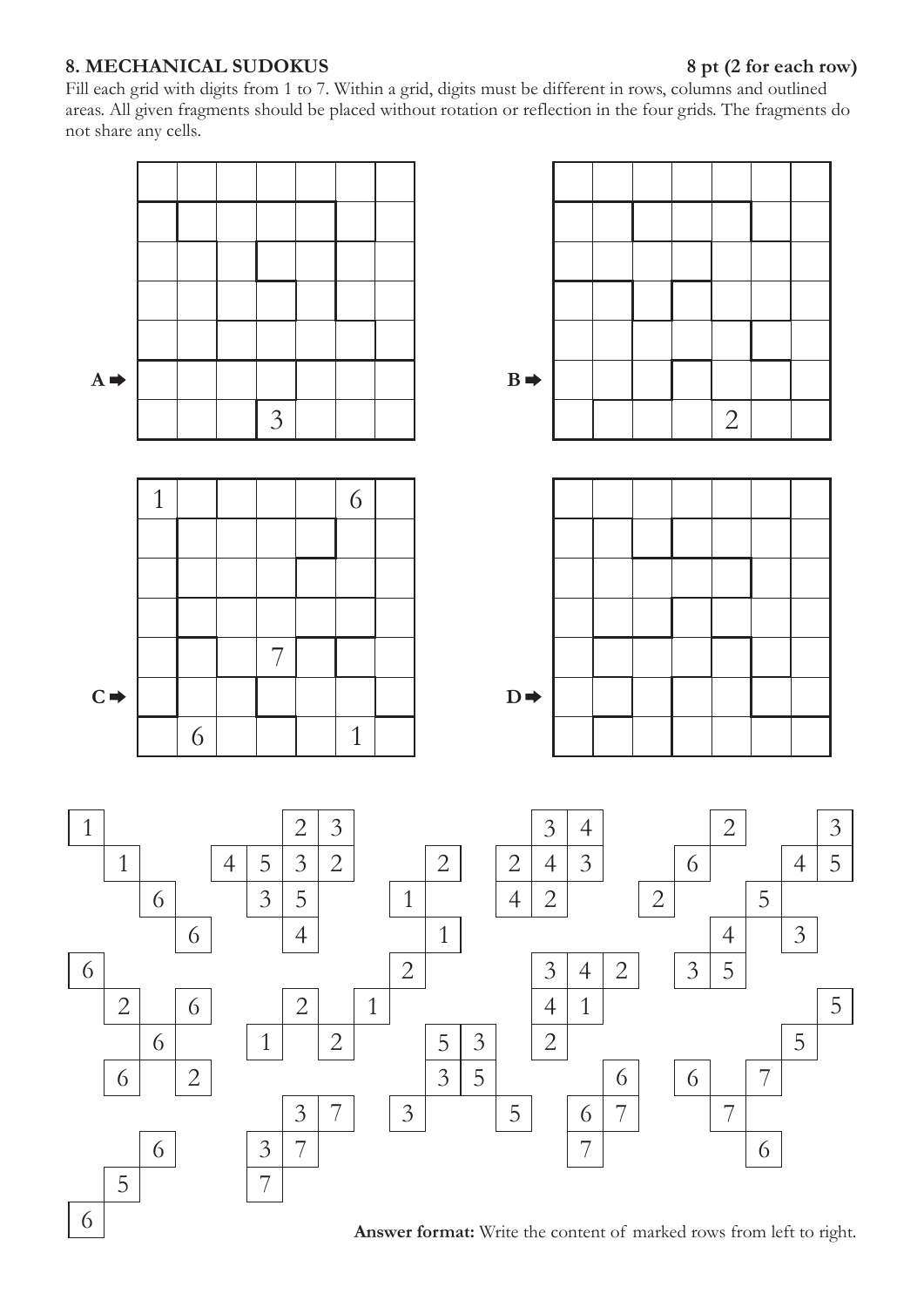**8. MECHANICAL SUDOKUS** **8 pt (2 for each row)**

Fill each grid with digits from 1 to 7. Within a grid, digits must be different in rows, columns and outlined areas. All given fragments should be placed without rotation or reflection in the four grids. The fragments do not share any cells.

Grid A (row 6 marked **A ➡**):

| | | | | | | |
|---|---|---|---|---|---|---|
| | | | | | | |
| | | | | | | |
| | | | | | | |
| | | | | | | |
| | | | | | | |
| | | | | | | |
| | | | 3 | | | |

Grid B (row 6 marked **B ➡**):

| | | | | | | |
|---|---|---|---|---|---|---|
| | | | | | | |
| | | | | | | |
| | | | | | | |
| | | | | | | |
| | | | | | | |
| | | | | | | |
| | | | | 2 | | |

Grid C (row 6 marked **C ➡**):

| | | | | | | |
|---|---|---|---|---|---|---|
| 1 | | | | | 6 | |
| | | | | | | |
| | | | | | | |
| | | | | | | |
| | | | 7 | | | |
| | | | | | | |
| | 6 | | | | 1 | |

Grid D (row 6 marked **D ➡**):

| | | | | | | |
|---|---|---|---|---|---|---|
| | | | | | | |
| | | | | | | |
| | | | | | | |
| | | | | | | |
| | | | | | | |
| | | | | | | |
| | | | | | | |

**Answer format:** Write the content of marked rows from left to right.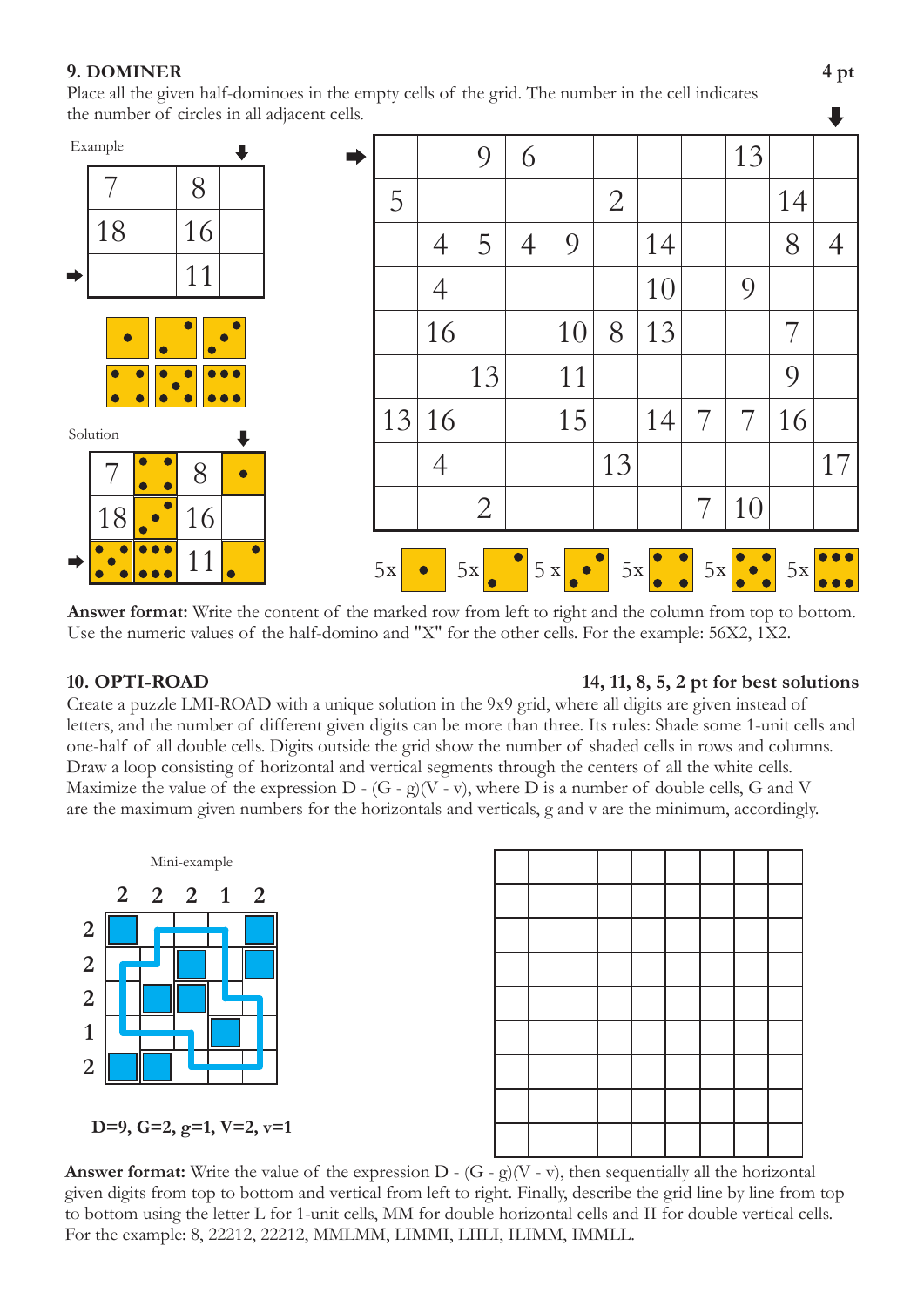## 9. DOMINER

**4 pt**

Place all the given half-dominoes in the empty cells of the grid. The number in the cell indicates the number of circles in all adjacent cells.

Example

| 7 | | 8 | |
|---|---|---|---|
| 18 | | 16 | |
| | | 11 | |

Solution

| 7 | 4 | 8 | 1 |
|---|---|---|---|
| 18 | 3 | 16 | |
| 5 | 6 | 11 | 2 |

| | | 9 | 6 | | | | | 13 | | |
|---|---|---|---|---|---|---|---|---|---|---|
| 5 | | | | | 2 | | | | 14 | |
| | 4 | 5 | 4 | 9 | | 14 | | | 8 | 4 |
| | 4 | | | | | 10 | | 9 | | |
| | 16 | | | 10 | 8 | 13 | | | 7 | |
| | | 13 | | 11 | | | | | 9 | |
| 13 | 16 | | | 15 | | 14 | 7 | 7 | 16 | |
| | 4 | | | | 13 | | | | | 17 |
| | | 2 | | | | | 7 | 10 | | |

5x (1), 5x (2), 5 x (3), 5x (4), 5x (5), 5x (6)

**Answer format:** Write the content of the marked row from left to right and the column from top to bottom. Use the numeric values of the half-domino and "X" for the other cells. For the example: 56X2, 1X2.

## 10. OPTI-ROAD

**14, 11, 8, 5, 2 pt for best solutions**

Create a puzzle LMI-ROAD with a unique solution in the 9x9 grid, where all digits are given instead of letters, and the number of different given digits can be more than three. Its rules: Shade some 1-unit cells and one-half of all double cells. Digits outside the grid show the number of shaded cells in rows and columns. Draw a loop consisting of horizontal and vertical segments through the centers of all the white cells. Maximize the value of the expression D - (G - g)(V - v), where D is a number of double cells, G and V are the maximum given numbers for the horizontals and verticals, g and v are the minimum, accordingly.

Mini-example

| | 2 | 2 | 2 | 1 | 2 |
|---|---|---|---|---|---|
| **2** | | | | | |
| **2** | | | | | |
| **2** | | | | | |
| **1** | | | | | |
| **2** | | | | | |

D=9, G=2, g=1, V=2, v=1

| | | | | | | | | |
|---|---|---|---|---|---|---|---|---|
| | | | | | | | | |
| | | | | | | | | |
| | | | | | | | | |
| | | | | | | | | |
| | | | | | | | | |
| | | | | | | | | |
| | | | | | | | | |
| | | | | | | | | |
| | | | | | | | | |

**Answer format:** Write the value of the expression D - (G - g)(V - v), then sequentially all the horizontal given digits from top to bottom and vertical from left to right. Finally, describe the grid line by line from top to bottom using the letter L for 1-unit cells, MM for double horizontal cells and II for double vertical cells. For the example: 8, 22212, 22212, MMLMM, LIMMI, LIIIL, ILIMM, IMMLL.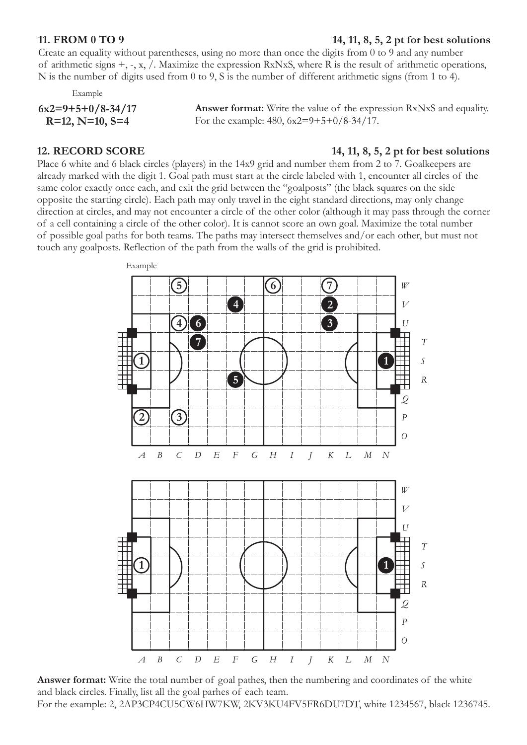### 11. FROM 0 TO 9

**14, 11, 8, 5, 2 pt for best solutions**

Create an equality without parentheses, using no more than once the digits from 0 to 9 and any number of arithmetic signs +, -, x, /. Maximize the expression RxNxS, where R is the result of arithmetic operations, N is the number of digits used from 0 to 9, S is the number of different arithmetic signs (from 1 to 4).

Example

**6x2=9+5+0/8-34/17**
**R=12, N=10, S=4**

**Answer format:** Write the value of the expression RxNxS and equality. For the example: 480, 6x2=9+5+0/8-34/17.

### 12. RECORD SCORE

**14, 11, 8, 5, 2 pt for best solutions**

Place 6 white and 6 black circles (players) in the 14x9 grid and number them from 2 to 7. Goalkeepers are already marked with the digit 1. Goal path must start at the circle labeled with 1, encounter all circles of the same color exactly once each, and exit the grid between the "goalposts" (the black squares on the side opposite the starting circle). Each path may only travel in the eight standard directions, may only change direction at circles, and may not encounter a circle of the other color (although it may pass through the corner of a cell containing a circle of the other color). It is cannot score an own goal. Maximize the total number of possible goal paths for both teams. The paths may intersect themselves and/or each other, but must not touch any goalposts. Reflection of the path from the walls of the grid is prohibited.

Example

W
V
U
T
S
R
Q
P
O
A B C D E F G H I J K L M N

5 6 7
4 2
4 6 3
7
1 1
5
2 3

W
V
U
T
S
R
Q
P
O
A B C D E F G H I J K L M N

1 1

**Answer format:** Write the total number of goal pathes, then the numbering and coordinates of the white and black circles. Finally, list all the goal parhes of each team.
For the example: 2, 2AP3CP4CU5CW6HW7KW, 2KV3KU4FV5FR6DU7DT, white 1234567, black 1236745.